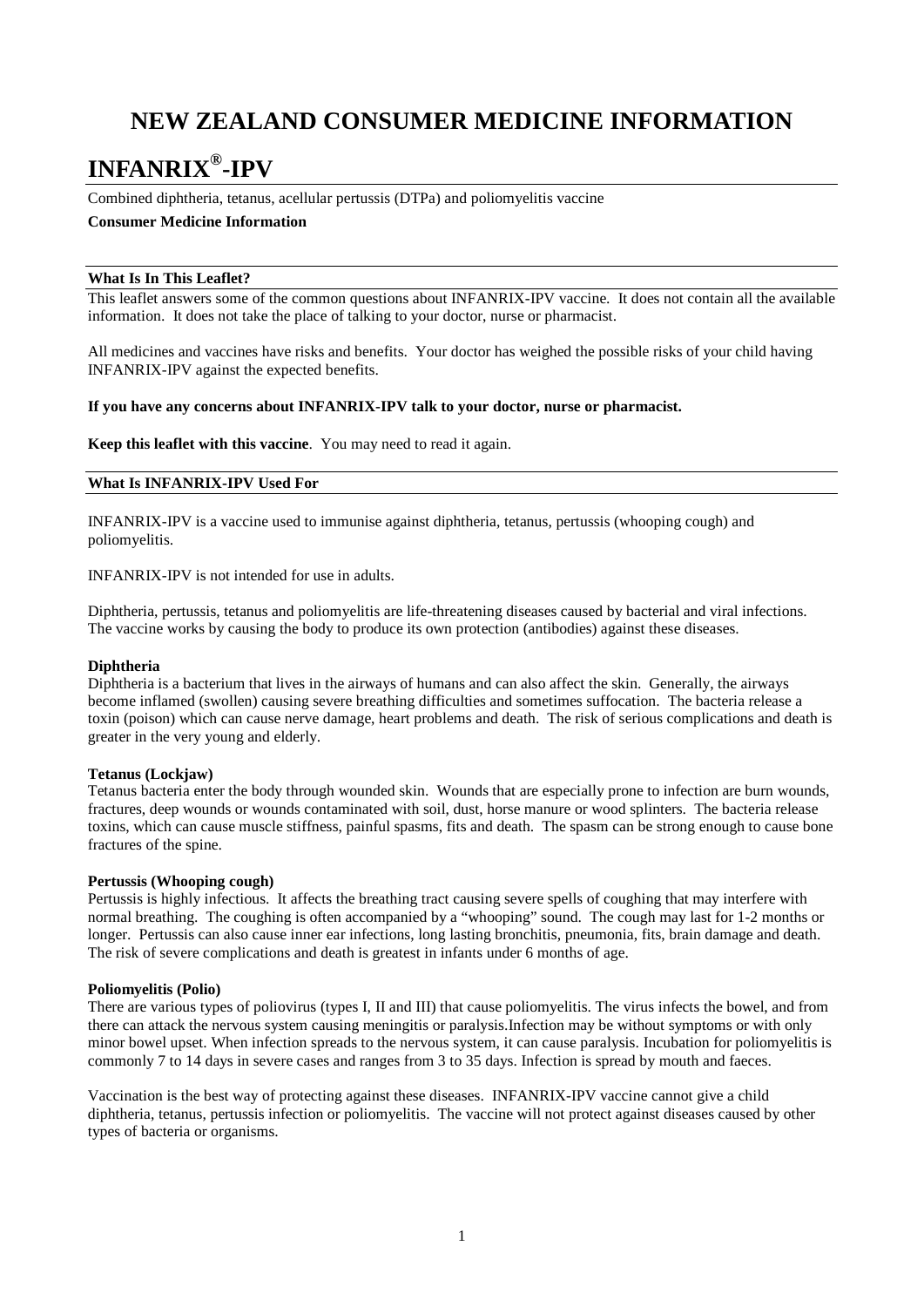# NEW ZEALAND CONSUMER MEDICINE INFORMATION

# INFANRIX®-IPV

Combined diphtheria, tetanus, acellular pertussis (DTPa) and poliomyelitis vaccine

**Consumer Medicine Information**

## What Is In This Leaflet?

This leaflet answers some of the common questions about INFANRIX-IPV vaccine. It does not contain all the available information. It does not take the place of talking to your doctor, nurse or pharmacist.

All medicines and vaccines have risks and benefits. Your doctor has weighed the possible risks of your child having INFANRIX-IPV against the expected benefits.

**If you have any concerns about INFANRIX-IPV talk to your doctor, nurse or pharmacist.**

**Keep this leaflet with this vaccine**. You may need to read it again.

## What Is INFANRIX-IPV Used For

INFANRIX-IPV is a vaccine used to immunise against diphtheria, tetanus, pertussis (whooping cough) and poliomyelitis.

INFANRIX-IPV is not intended for use in adults.

Diphtheria, pertussis, tetanus and poliomyelitis are life-threatening diseases caused by bacterial and viral infections. The vaccine works by causing the body to produce its own protection (antibodies) against these diseases.

### Diphtheria

Diphtheria is a bacterium that lives in the airways of humans and can also affect the skin. Generally, the airways become inflamed (swollen) causing severe breathing difficulties and sometimes suffocation. The bacteria release a toxin (poison) which can cause nerve damage, heart problems and death. The risk of serious complications and death is greater in the very young and elderly.

### Tetanus (Lockjaw)

Tetanus bacteria enter the body through wounded skin. Wounds that are especially prone to infection are burn wounds, fractures, deep wounds or wounds contaminated with soil, dust, horse manure or wood splinters. The bacteria release toxins, which can cause muscle stiffness, painful spasms, fits and death. The spasm can be strong enough to cause bone fractures of the spine.

### Pertussis (Whooping cough)

Pertussis is highly infectious. It affects the breathing tract causing severe spells of coughing that may interfere with normal breathing. The coughing is often accompanied by a "whooping" sound. The cough may last for 1-2 months or longer. Pertussis can also cause inner ear infections, long lasting bronchitis, pneumonia, fits, brain damage and death. The risk of severe complications and death is greatest in infants under 6 months of age.

### Poliomyelitis (Polio)

There are various types of poliovirus (types I, II and III) that cause poliomyelitis. The virus infects the bowel, and from there can attack the nervous system causing meningitis or paralysis.Infection may be without symptoms or with only minor bowel upset. When infection spreads to the nervous system, it can cause paralysis. Incubation for poliomyelitis is commonly 7 to 14 days in severe cases and ranges from 3 to 35 days. Infection is spread by mouth and faeces.

Vaccination is the best way of protecting against these diseases. INFANRIX-IPV vaccine cannot give a child diphtheria, tetanus, pertussis infection or poliomyelitis. The vaccine will not protect against diseases caused by other types of bacteria or organisms.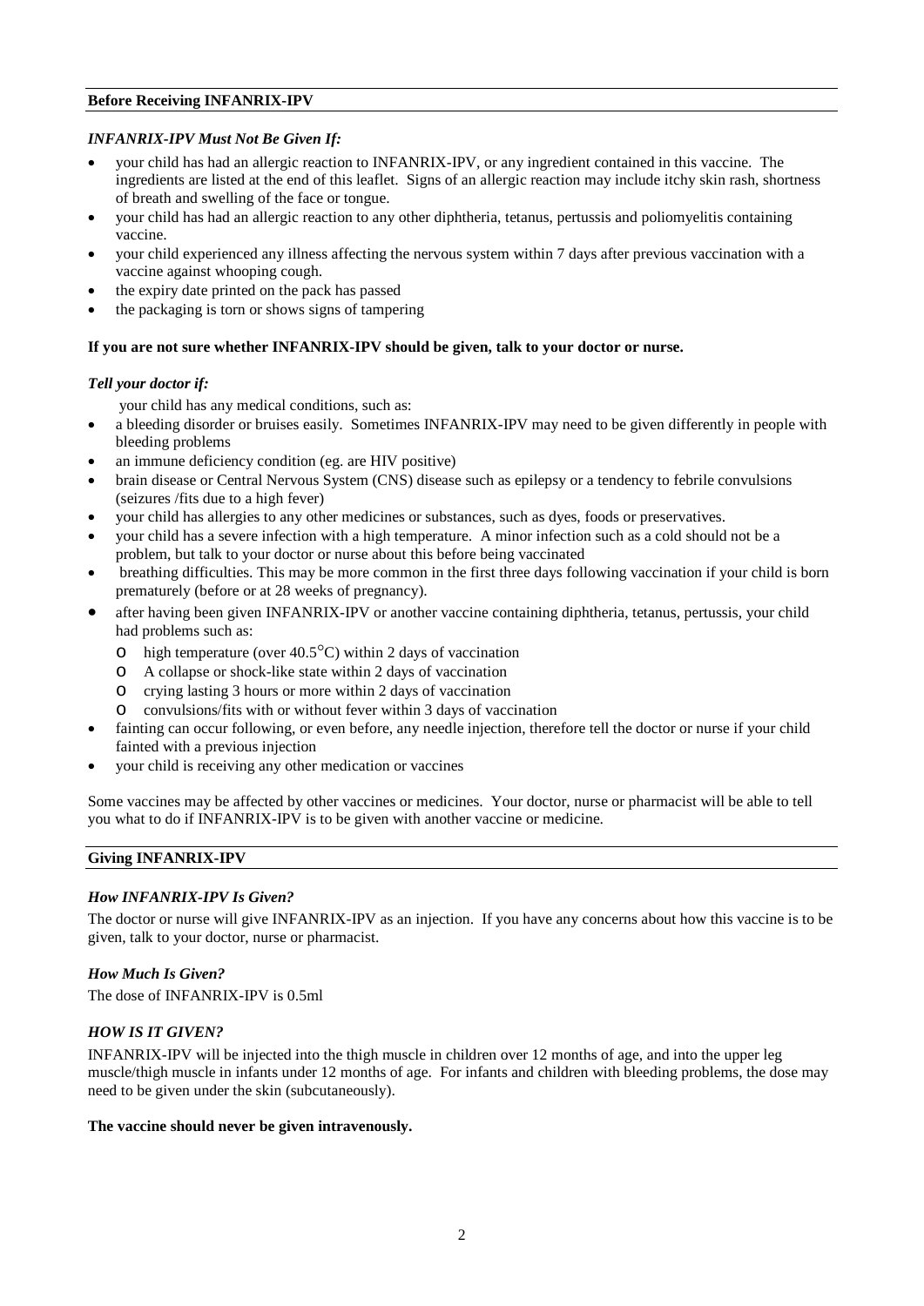## Before Receiving INFANRIX-IPV

### *INFANRIX-IPV Must Not Be Given If:*

- your child has had an allergic reaction to INFANRIX-IPV, or any ingredient contained in this vaccine. The ingredients are listed at the end of this leaflet. Signs of an allergic reaction may include itchy skin rash, shortness of breath and swelling of the face or tongue.
- your child has had an allergic reaction to any other diphtheria, tetanus, pertussis and poliomyelitis containing vaccine.
- your child experienced any illness affecting the nervous system within 7 days after previous vaccination with a vaccine against whooping cough.
- the expiry date printed on the pack has passed
- the packaging is torn or shows signs of tampering

**If you are not sure whether INFANRIX-IPV should be given, talk to your doctor or nurse.**

### *Tell your doctor if:*

your child has any medical conditions, such as:

- a bleeding disorder or bruises easily. Sometimes INFANRIX-IPV may need to be given differently in people with bleeding problems
- an immune deficiency condition (eg. are HIV positive)
- brain disease or Central Nervous System (CNS) disease such as epilepsy or a tendency to febrile convulsions (seizures /fits due to a high fever)
- your child has allergies to any other medicines or substances, such as dyes, foods or preservatives.
- your child has a severe infection with a high temperature. A minor infection such as a cold should not be a problem, but talk to your doctor or nurse about this before being vaccinated
- breathing difficulties. This may be more common in the first three days following vaccination if your child is born prematurely (before or at 28 weeks of pregnancy).
- after having been given INFANRIX-IPV or another vaccine containing diphtheria, tetanus, pertussis, your child had problems such as:
  - high temperature (over 40.5°C) within 2 days of vaccination
  - A collapse or shock-like state within 2 days of vaccination
  - crying lasting 3 hours or more within 2 days of vaccination
  - convulsions/fits with or without fever within 3 days of vaccination
- fainting can occur following, or even before, any needle injection, therefore tell the doctor or nurse if your child fainted with a previous injection
- your child is receiving any other medication or vaccines

Some vaccines may be affected by other vaccines or medicines. Your doctor, nurse or pharmacist will be able to tell you what to do if INFANRIX-IPV is to be given with another vaccine or medicine.

## Giving INFANRIX-IPV

### *How INFANRIX-IPV Is Given?*

The doctor or nurse will give INFANRIX-IPV as an injection. If you have any concerns about how this vaccine is to be given, talk to your doctor, nurse or pharmacist.

### *How Much Is Given?*

The dose of INFANRIX-IPV is 0.5ml

### *HOW IS IT GIVEN?*

INFANRIX-IPV will be injected into the thigh muscle in children over 12 months of age, and into the upper leg muscle/thigh muscle in infants under 12 months of age. For infants and children with bleeding problems, the dose may need to be given under the skin (subcutaneously).

**The vaccine should never be given intravenously.**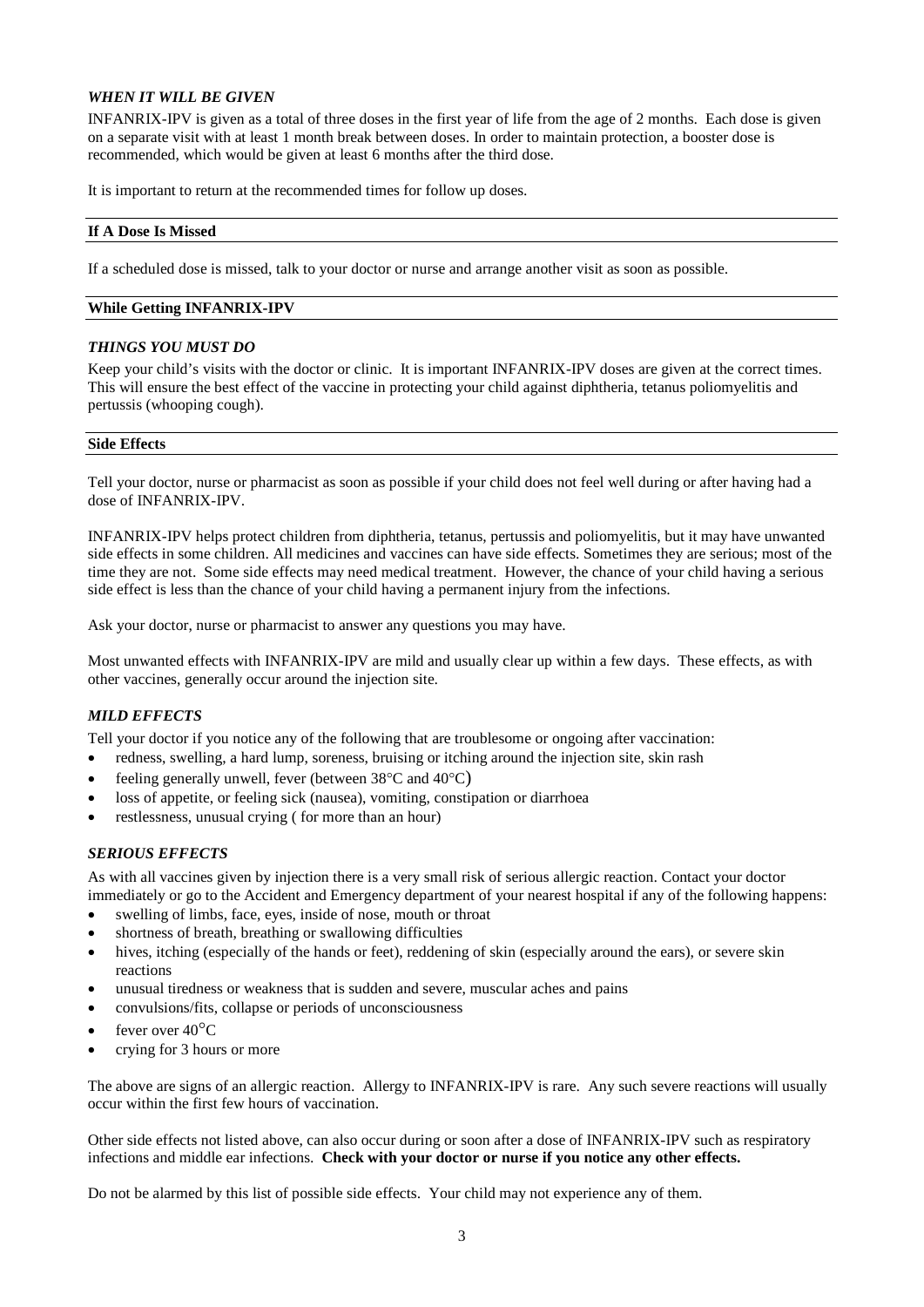### *WHEN IT WILL BE GIVEN*

INFANRIX-IPV is given as a total of three doses in the first year of life from the age of 2 months. Each dose is given on a separate visit with at least 1 month break between doses. In order to maintain protection, a booster dose is recommended, which would be given at least 6 months after the third dose.

It is important to return at the recommended times for follow up doses.

## If A Dose Is Missed

If a scheduled dose is missed, talk to your doctor or nurse and arrange another visit as soon as possible.

## While Getting INFANRIX-IPV

### *THINGS YOU MUST DO*

Keep your child's visits with the doctor or clinic. It is important INFANRIX-IPV doses are given at the correct times. This will ensure the best effect of the vaccine in protecting your child against diphtheria, tetanus poliomyelitis and pertussis (whooping cough).

## Side Effects

Tell your doctor, nurse or pharmacist as soon as possible if your child does not feel well during or after having had a dose of INFANRIX-IPV.

INFANRIX-IPV helps protect children from diphtheria, tetanus, pertussis and poliomyelitis, but it may have unwanted side effects in some children. All medicines and vaccines can have side effects. Sometimes they are serious; most of the time they are not. Some side effects may need medical treatment. However, the chance of your child having a serious side effect is less than the chance of your child having a permanent injury from the infections.

Ask your doctor, nurse or pharmacist to answer any questions you may have.

Most unwanted effects with INFANRIX-IPV are mild and usually clear up within a few days. These effects, as with other vaccines, generally occur around the injection site.

### *MILD EFFECTS*

Tell your doctor if you notice any of the following that are troublesome or ongoing after vaccination:

- redness, swelling, a hard lump, soreness, bruising or itching around the injection site, skin rash
- feeling generally unwell, fever (between 38°C and 40°C)
- loss of appetite, or feeling sick (nausea), vomiting, constipation or diarrhoea
- restlessness, unusual crying ( for more than an hour)

### *SERIOUS EFFECTS*

As with all vaccines given by injection there is a very small risk of serious allergic reaction. Contact your doctor immediately or go to the Accident and Emergency department of your nearest hospital if any of the following happens:

- swelling of limbs, face, eyes, inside of nose, mouth or throat
- shortness of breath, breathing or swallowing difficulties
- hives, itching (especially of the hands or feet), reddening of skin (especially around the ears), or severe skin reactions
- unusual tiredness or weakness that is sudden and severe, muscular aches and pains
- convulsions/fits, collapse or periods of unconsciousness
- fever over 40°C
- crying for 3 hours or more

The above are signs of an allergic reaction. Allergy to INFANRIX-IPV is rare. Any such severe reactions will usually occur within the first few hours of vaccination.

Other side effects not listed above, can also occur during or soon after a dose of INFANRIX-IPV such as respiratory infections and middle ear infections. **Check with your doctor or nurse if you notice any other effects.**

Do not be alarmed by this list of possible side effects. Your child may not experience any of them.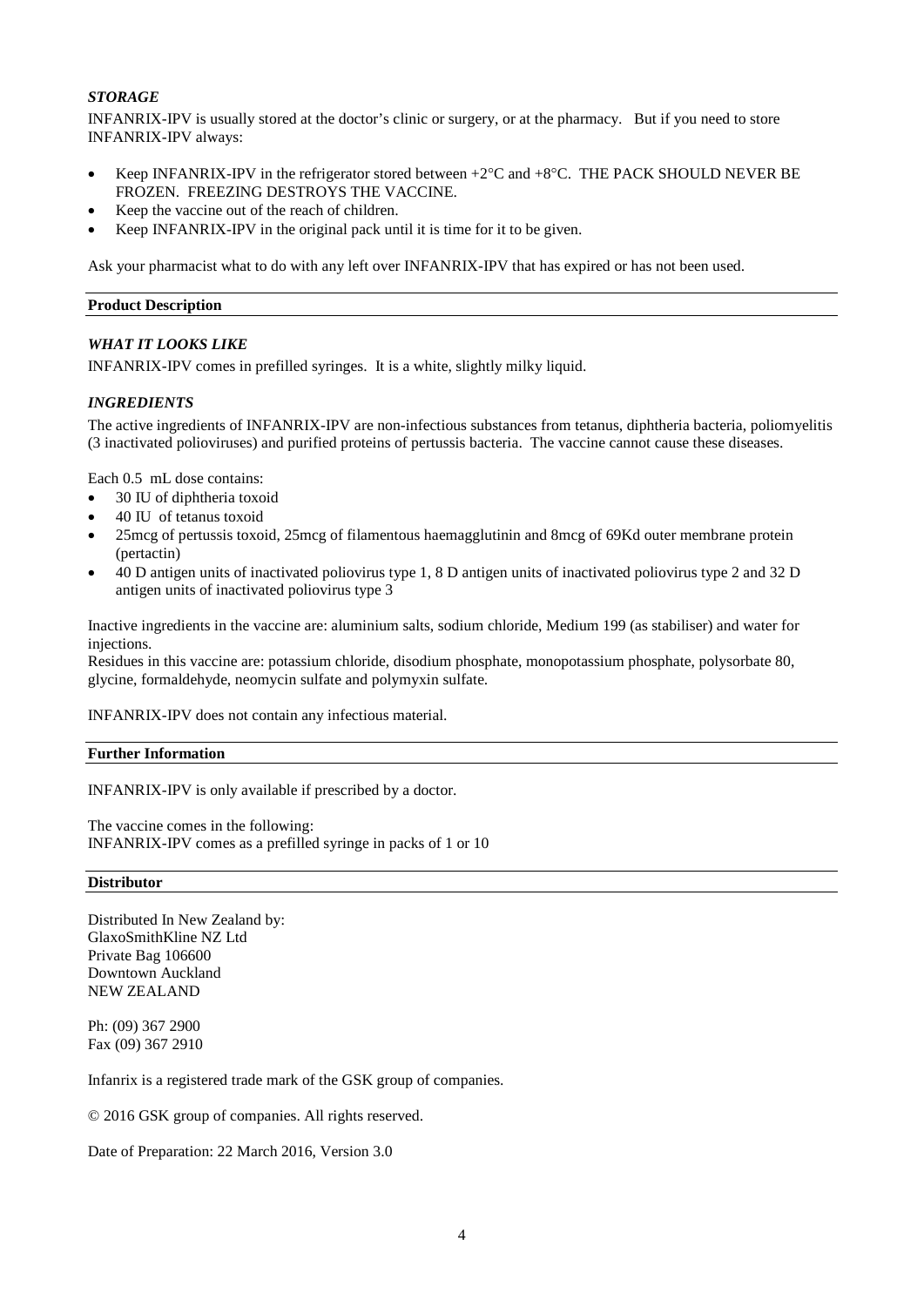### *STORAGE*

INFANRIX-IPV is usually stored at the doctor's clinic or surgery, or at the pharmacy. But if you need to store INFANRIX-IPV always:

- Keep INFANRIX-IPV in the refrigerator stored between +2°C and +8°C. THE PACK SHOULD NEVER BE FROZEN. FREEZING DESTROYS THE VACCINE.
- Keep the vaccine out of the reach of children.
- Keep INFANRIX-IPV in the original pack until it is time for it to be given.

Ask your pharmacist what to do with any left over INFANRIX-IPV that has expired or has not been used.

## Product Description

### *WHAT IT LOOKS LIKE*

INFANRIX-IPV comes in prefilled syringes. It is a white, slightly milky liquid.

### *INGREDIENTS*

The active ingredients of INFANRIX-IPV are non-infectious substances from tetanus, diphtheria bacteria, poliomyelitis (3 inactivated polioviruses) and purified proteins of pertussis bacteria. The vaccine cannot cause these diseases.

Each 0.5 mL dose contains:

- 30 IU of diphtheria toxoid
- 40 IU of tetanus toxoid
- 25mcg of pertussis toxoid, 25mcg of filamentous haemagglutinin and 8mcg of 69Kd outer membrane protein (pertactin)
- 40 D antigen units of inactivated poliovirus type 1, 8 D antigen units of inactivated poliovirus type 2 and 32 D antigen units of inactivated poliovirus type 3

Inactive ingredients in the vaccine are: aluminium salts, sodium chloride, Medium 199 (as stabiliser) and water for injections.
Residues in this vaccine are: potassium chloride, disodium phosphate, monopotassium phosphate, polysorbate 80, glycine, formaldehyde, neomycin sulfate and polymyxin sulfate.

INFANRIX-IPV does not contain any infectious material.

## Further Information

INFANRIX-IPV is only available if prescribed by a doctor.

The vaccine comes in the following:
INFANRIX-IPV comes as a prefilled syringe in packs of 1 or 10

## Distributor

Distributed In New Zealand by:
GlaxoSmithKline NZ Ltd
Private Bag 106600
Downtown Auckland
NEW ZEALAND

Ph: (09) 367 2900
Fax (09) 367 2910

Infanrix is a registered trade mark of the GSK group of companies.

© 2016 GSK group of companies. All rights reserved.

Date of Preparation: 22 March 2016, Version 3.0